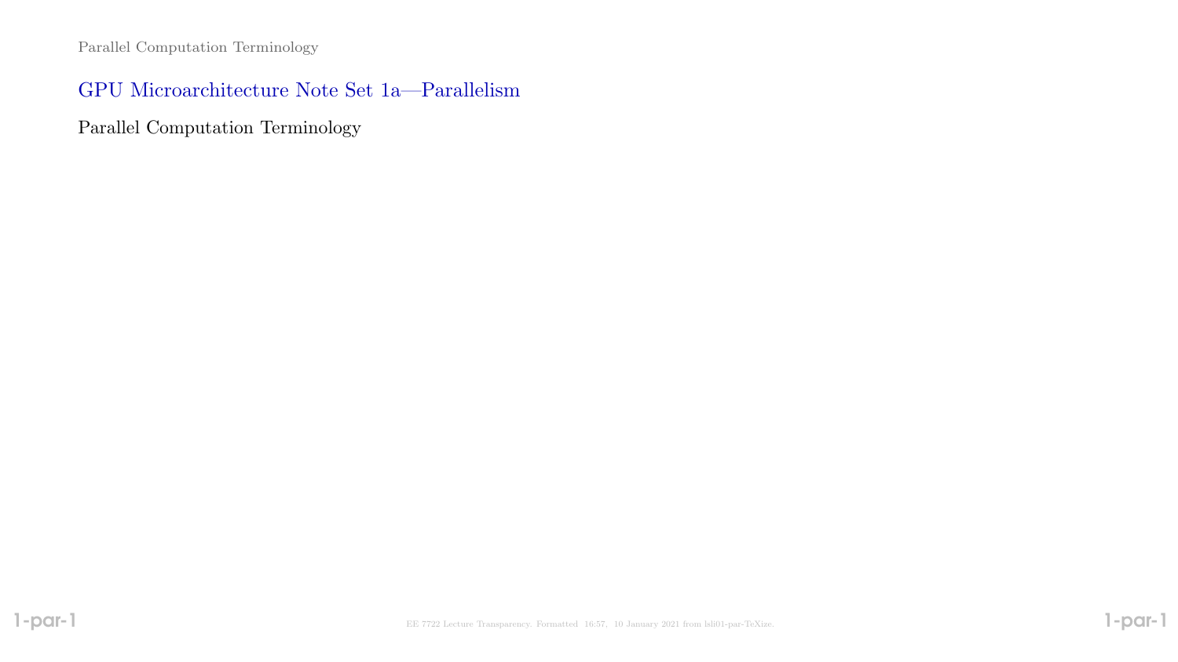# GPU Microarchitecture Note Set 1a—Parallelism

## Parallel Computation Terminology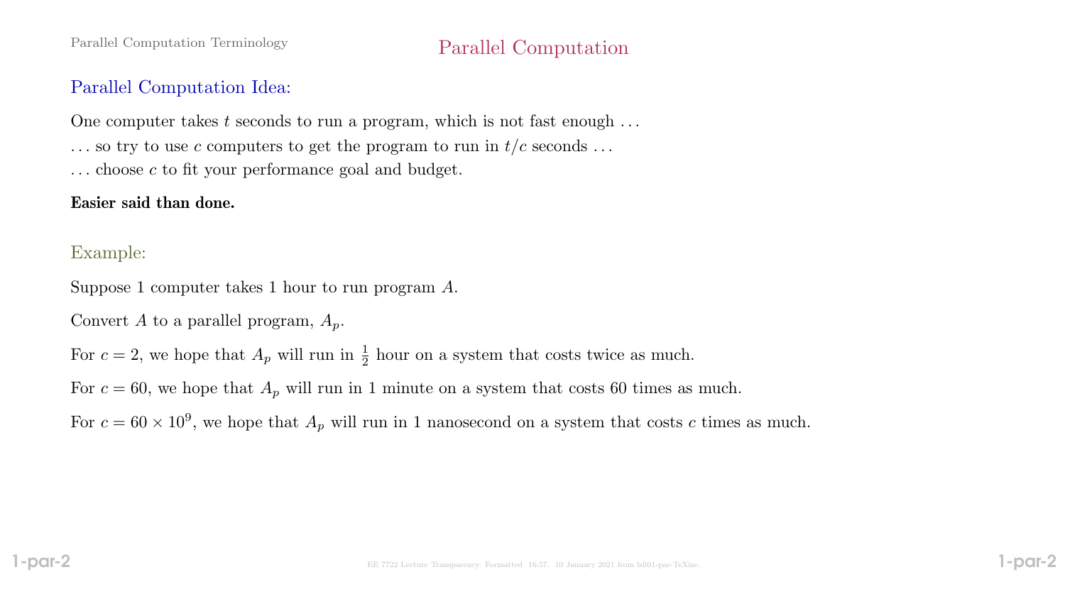# Parallel Computation

## Parallel Computation Idea:

One computer takes $t$ seconds to run a program, which is not fast enough ...

... so try to use $c$ computers to get the program to run in $t/c$ seconds ...

... choose $c$ to fit your performance goal and budget.

**Easier said than done.**

### Example:

Suppose 1 computer takes 1 hour to run program $A$.

Convert $A$ to a parallel program, $A_p$.

For $c = 2$, we hope that $A_p$ will run in $\frac{1}{2}$ hour on a system that costs twice as much.

For $c = 60$, we hope that $A_p$ will run in 1 minute on a system that costs 60 times as much.

For $c = 60 \times 10^9$, we hope that $A_p$ will run in 1 nanosecond on a system that costs $c$ times as much.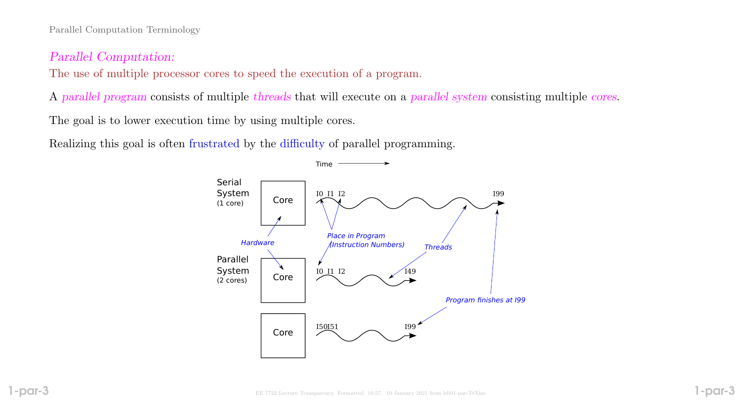## Parallel Computation Terminology

*Parallel Computation:*
The use of multiple processor cores to speed the execution of a program.

A *parallel program* consists of multiple *threads* that will execute on a *parallel system* consisting multiple *cores*.

The goal is to lower execution time by using multiple cores.

Realizing this goal is often frustrated by the difficulty of parallel programming.

Time →

Serial System (1 core): Core — I0 I1 I2 ... I99

Parallel System (2 cores): Core — I0 I1 I2 ... I49; Core — I50 I51 ... I99

Hardware

Place in Program (Instruction Numbers)

Threads

Program finishes at I99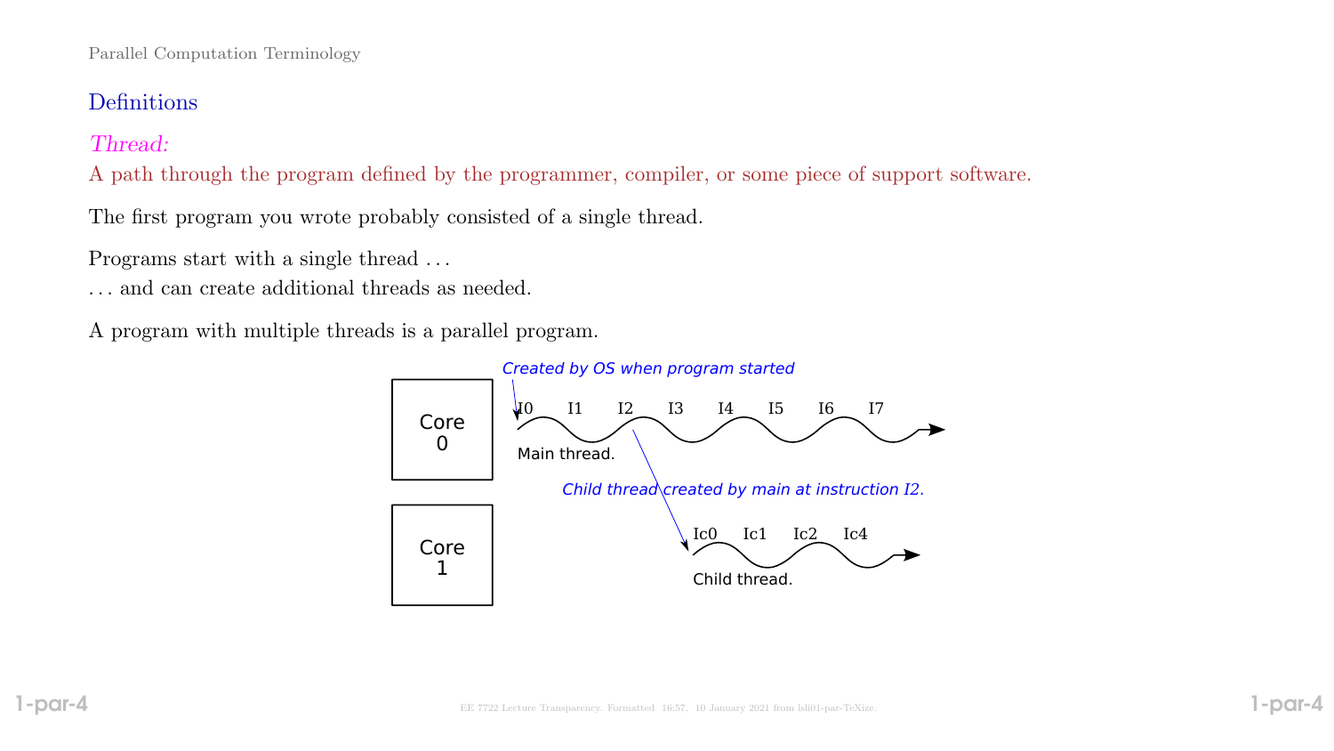## Definitions

*Thread:*

A path through the program defined by the programmer, compiler, or some piece of support software.

The first program you wrote probably consisted of a single thread.

Programs start with a single thread . . .
. . . and can create additional threads as needed.

A program with multiple threads is a parallel program.

*Created by OS when program started*

Core 0 — I0 I1 I2 I3 I4 I5 I6 I7 — Main thread.

*Child thread created by main at instruction I2.*

Core 1 — Ic0 Ic1 Ic2 Ic4 — Child thread.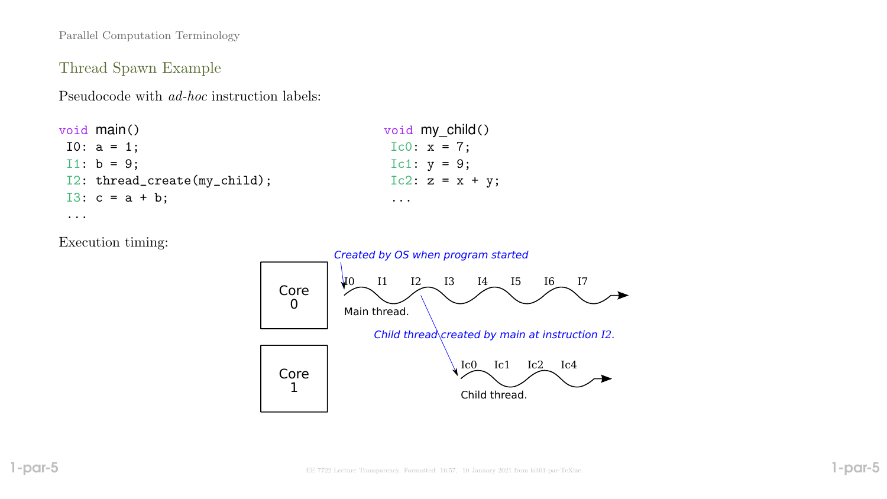## Thread Spawn Example

Pseudocode with *ad-hoc* instruction labels:

```
void main()
 I0: a = 1;
 I1: b = 9;
 I2: thread_create(my_child);
 I3: c = a + b;
 ...
```

```
void my_child()
 Ic0: x = 7;
 Ic1: y = 9;
 Ic2: z = x + y;
 ...
```

Execution timing:

Created by OS when program started

Core 0: I0 I1 I2 I3 I4 I5 I6 I7 — Main thread.

Child thread created by main at instruction I2.

Core 1: Ic0 Ic1 Ic2 Ic4 — Child thread.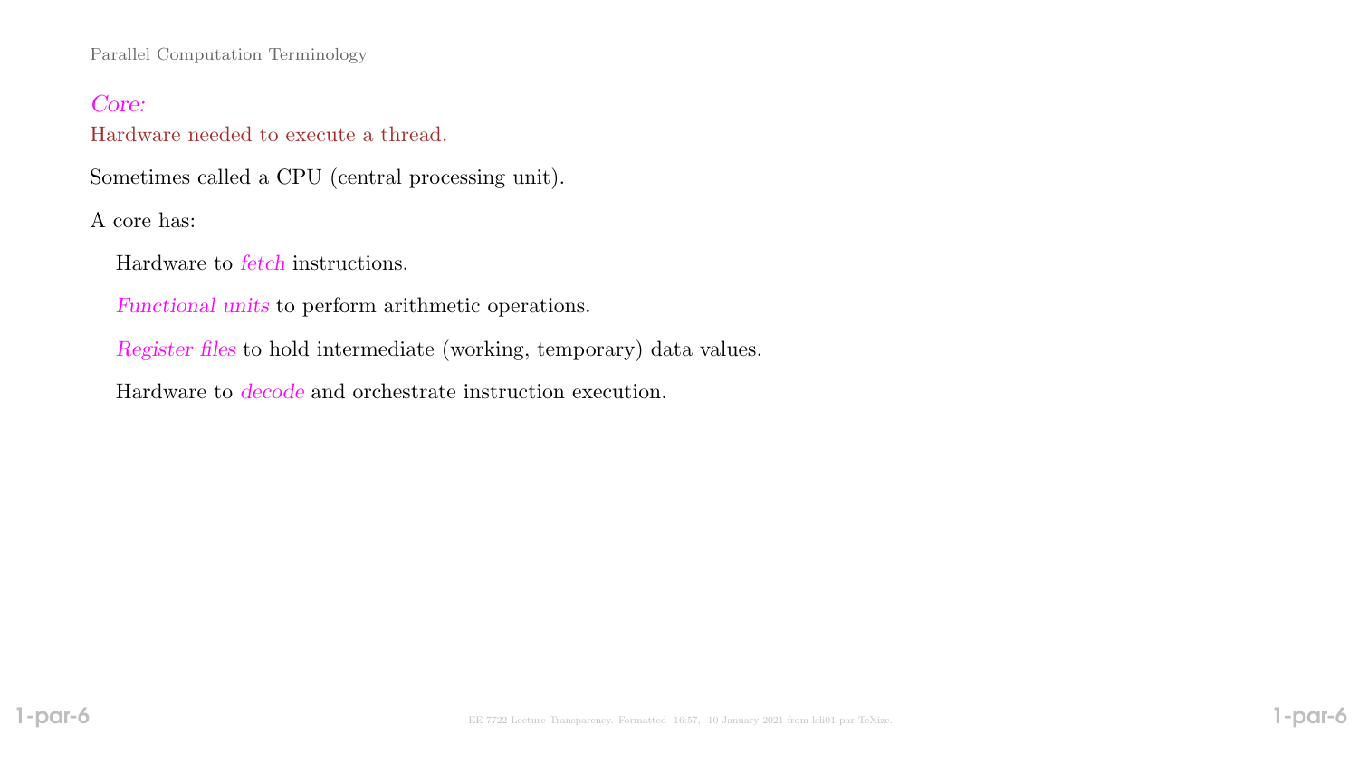*Core:*
Hardware needed to execute a thread.

Sometimes called a CPU (central processing unit).

A core has:

- Hardware to *fetch* instructions.
- *Functional units* to perform arithmetic operations.
- *Register files* to hold intermediate (working, temporary) data values.
- Hardware to *decode* and orchestrate instruction execution.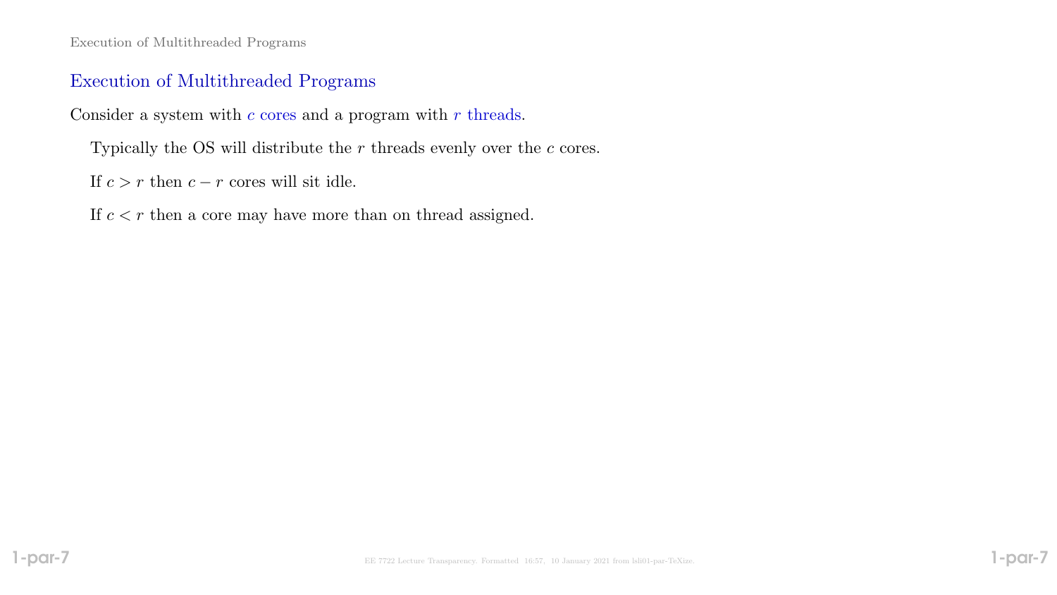## Execution of Multithreaded Programs

Consider a system with $c$ cores and a program with $r$ threads.

Typically the OS will distribute the $r$ threads evenly over the $c$ cores.

If $c > r$ then $c - r$ cores will sit idle.

If $c < r$ then a core may have more than on thread assigned.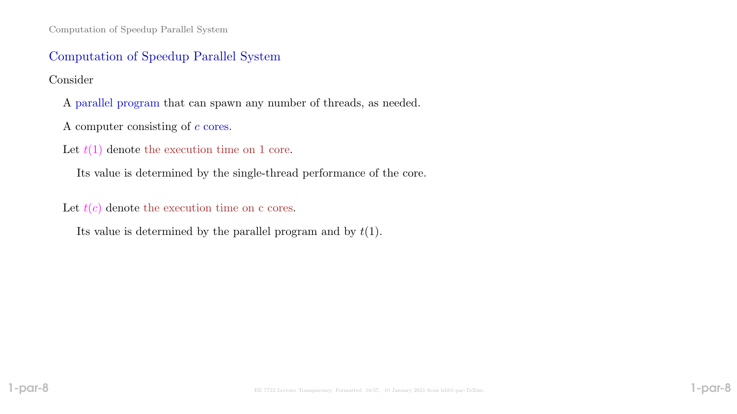## Computation of Speedup Parallel System

Consider

- A parallel program that can spawn any number of threads, as needed.
- A computer consisting of $c$ cores.
- Let $t(1)$ denote the execution time on 1 core.
  - Its value is determined by the single-thread performance of the core.
- Let $t(c)$ denote the execution time on c cores.
  - Its value is determined by the parallel program and by $t(1)$.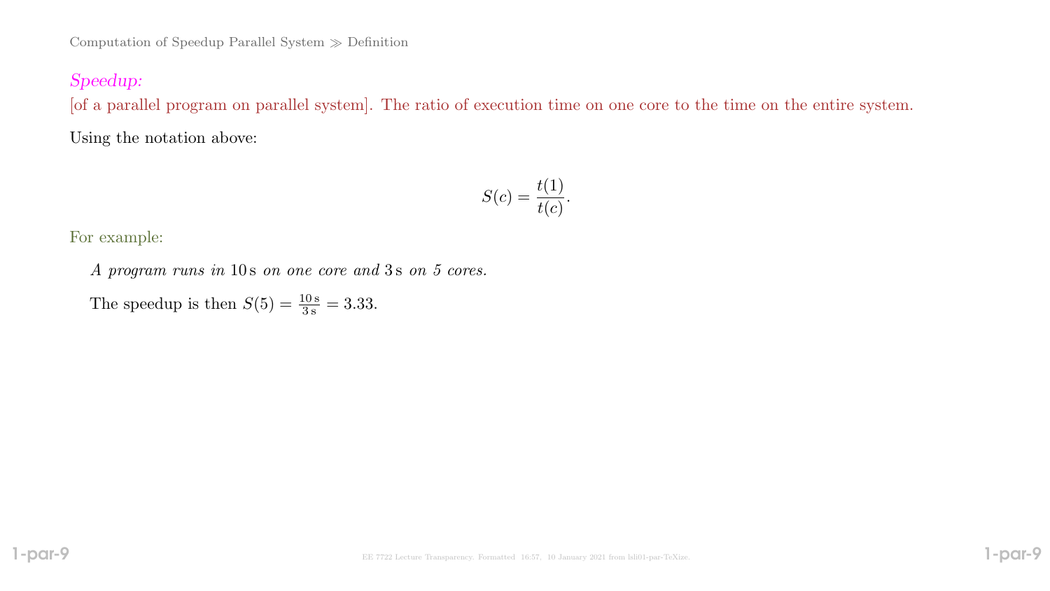*Speedup:*

[of a parallel program on parallel system]. The ratio of execution time on one core to the time on the entire system.

Using the notation above:

$$S(c) = \frac{t(1)}{t(c)}.$$

For example:

*A program runs in* $10\,\mathrm{s}$ *on one core and* $3\,\mathrm{s}$ *on 5 cores.*

The speedup is then $S(5) = \frac{10\,\mathrm{s}}{3\,\mathrm{s}} = 3.33$.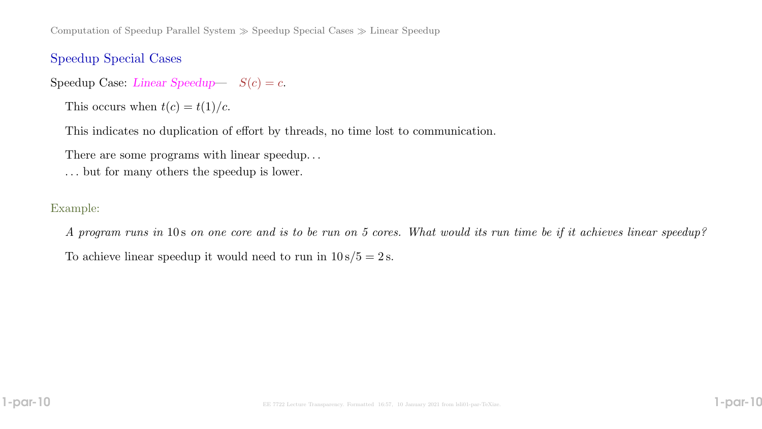## Speedup Special Cases

Speedup Case: *Linear Speedup*— $S(c) = c$.

This occurs when $t(c) = t(1)/c$.

This indicates no duplication of effort by threads, no time lost to communication.

There are some programs with linear speedup…
… but for many others the speedup is lower.

Example:

*A program runs in* $10\,\mathrm{s}$ *on one core and is to be run on 5 cores. What would its run time be if it achieves linear speedup?*

To achieve linear speedup it would need to run in $10\,\mathrm{s}/5 = 2\,\mathrm{s}$.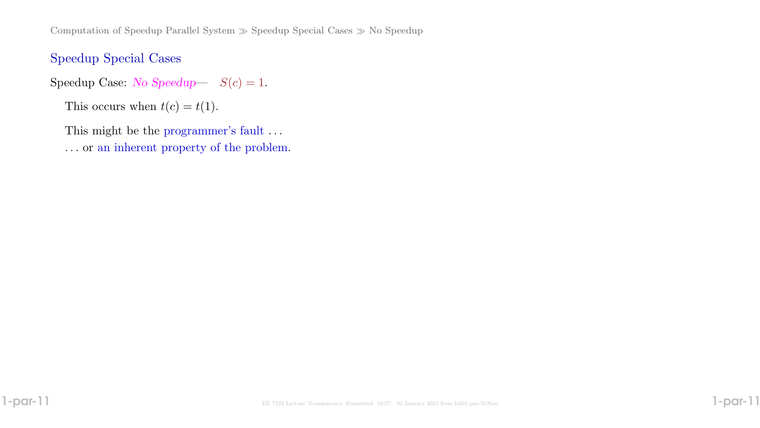## Speedup Special Cases

Speedup Case: *No Speedup*— $S(c) = 1$.

This occurs when $t(c) = t(1)$.

This might be the programmer's fault . . .
. . . or an inherent property of the problem.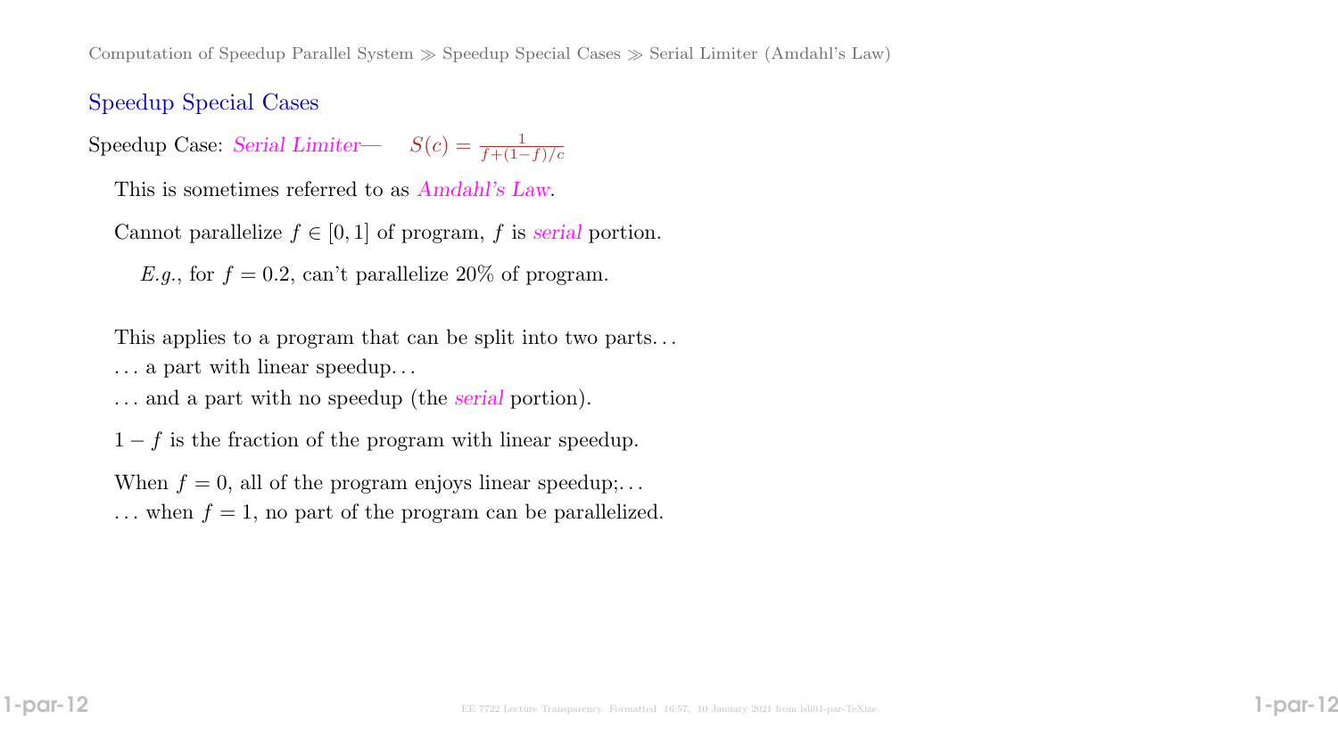## Speedup Special Cases

Speedup Case: *Serial Limiter*— $S(c) = \frac{1}{f+(1-f)/c}$

This is sometimes referred to as *Amdahl's Law*.

Cannot parallelize $f \in [0, 1]$ of program, $f$ is *serial* portion.

*E.g.*, for $f = 0.2$, can't parallelize 20% of program.

This applies to a program that can be split into two parts…

… a part with linear speedup…

… and a part with no speedup (the *serial* portion).

$1 - f$ is the fraction of the program with linear speedup.

When $f = 0$, all of the program enjoys linear speedup;…

… when $f = 1$, no part of the program can be parallelized.